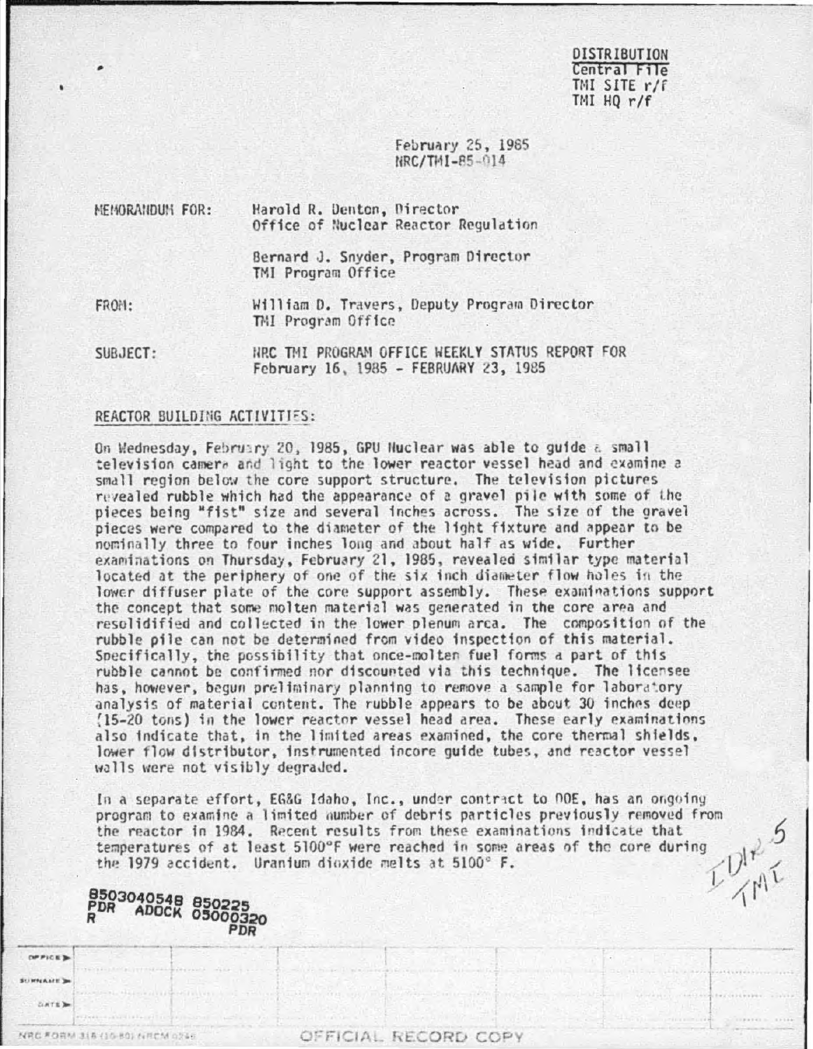DISTRIBUTION
Central File
TMI SITE r/f
TMI HQ r/f

February 25, 1985
NRC/TMI-85-014

MEMORANDUM FOR: Harold R. Denton, Director
Office of Nuclear Reactor Regulation

Bernard J. Snyder, Program Director
TMI Program Office

FROM: William D. Travers, Deputy Program Director
TMI Program Office

SUBJECT: NRC TMI PROGRAM OFFICE WEEKLY STATUS REPORT FOR February 16, 1985 - FEBRUARY 23, 1985

## REACTOR BUILDING ACTIVITIES:

On Wednesday, February 20, 1985, GPU Nuclear was able to guide a small television camera and light to the lower reactor vessel head and examine a small region below the core support structure. The television pictures revealed rubble which had the appearance of a gravel pile with some of the pieces being "fist" size and several inches across. The size of the gravel pieces were compared to the diameter of the light fixture and appear to be nominally three to four inches long and about half as wide. Further examinations on Thursday, February 21, 1985, revealed similar type material located at the periphery of one of the six inch diameter flow holes in the lower diffuser plate of the core support assembly. These examinations support the concept that some molten material was generated in the core area and resolidified and collected in the lower plenum area. The composition of the rubble pile can not be determined from video inspection of this material. Specifically, the possibility that once-molten fuel forms a part of this rubble cannot be confirmed nor discounted via this technique. The licensee has, however, begun preliminary planning to remove a sample for laboratory analysis of material content. The rubble appears to be about 30 inches deep (15-20 tons) in the lower reactor vessel head area. These early examinations also indicate that, in the limited areas examined, the core thermal shields, lower flow distributor, instrumented incore guide tubes, and reactor vessel walls were not visibly degraded.

In a separate effort, EG&G Idaho, Inc., under contract to DOE, has an ongoing program to examine a limited number of debris particles previously removed from the reactor in 1984. Recent results from these examinations indicate that temperatures of at least 5100°F were reached in some areas of the core during the 1979 accident. Uranium dioxide melts at 5100° F.

8503040548 850225
PDR ADOCK 05000320
R PDR

OFFICIAL RECORD COPY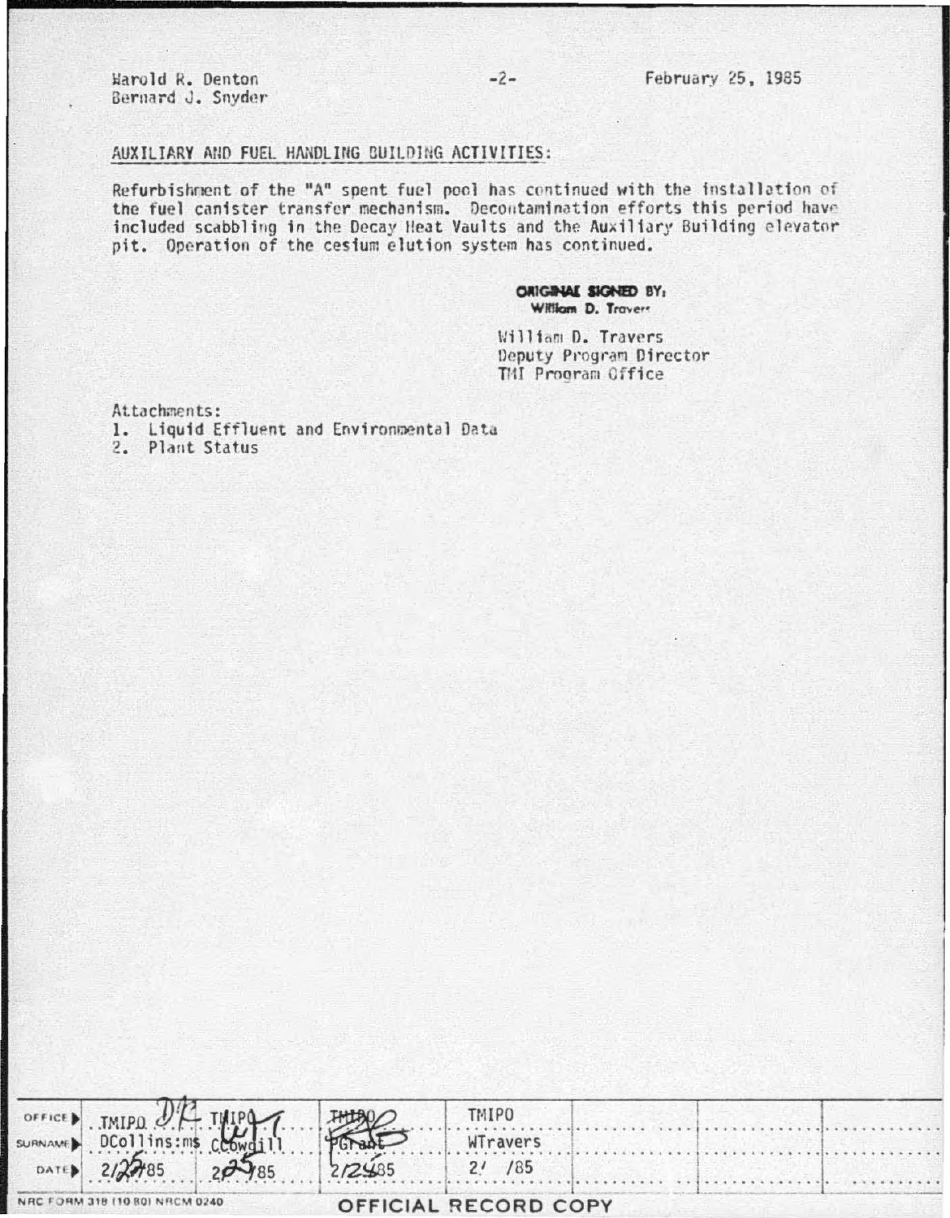Harold R. Denton
Bernard J. Snyder

February 25, 1985

AUXILIARY AND FUEL HANDLING BUILDING ACTIVITIES:

Refurbishment of the "A" spent fuel pool has continued with the installation of the fuel canister transfer mechanism. Decontamination efforts this period have included scabbling in the Decay Heat Vaults and the Auxiliary Building elevator pit. Operation of the cesium elution system has continued.

ORIGINAL SIGNED BY:
William D. Travers

William D. Travers
Deputy Program Director
TMI Program Office

Attachments:
1. Liquid Effluent and Environmental Data
2. Plant Status

| OFFICE | TMIPO | TMIPO | TMIPO | TMIPO | | | |
|---|---|---|---|---|---|---|---|
| SURNAME | DCollins:ms | CCowgill | PGrant | WTravers | | | |
| DATE | 2/25/85 | 2/25/85 | 2/25/85 | 2/ /85 | | | |

NRC FORM 318 (10 80) NRCM 0240

OFFICIAL RECORD COPY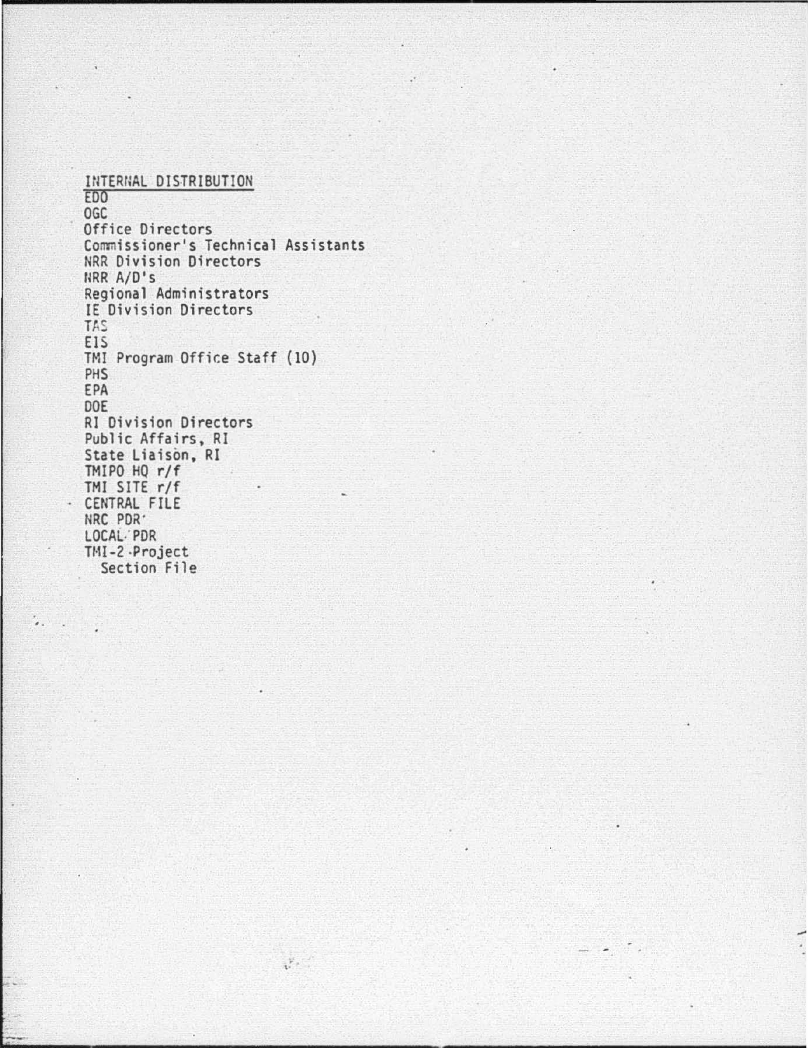INTERNAL DISTRIBUTION

EDO
OGC
Office Directors
Commissioner's Technical Assistants
NRR Division Directors
NRR A/D's
Regional Administrators
IE Division Directors
TAS
EIS
TMI Program Office Staff (10)
PHS
EPA
DOE
RI Division Directors
Public Affairs, RI
State Liaison, RI
TMIPO HQ r/f
TMI SITE r/f
CENTRAL FILE
NRC PDR
LOCAL PDR
TMI-2 Project
  Section File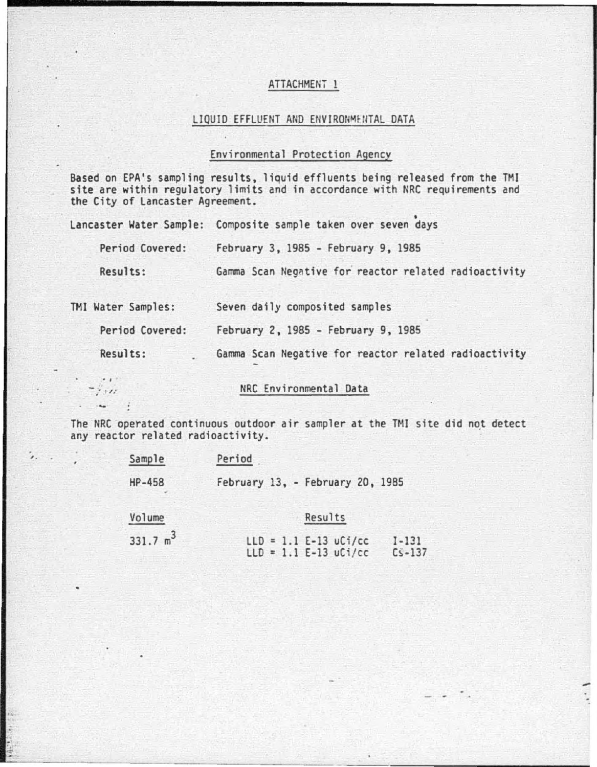# ATTACHMENT 1

## LIQUID EFFLUENT AND ENVIRONMENTAL DATA

### Environmental Protection Agency

Based on EPA's sampling results, liquid effluents being released from the TMI site are within regulatory limits and in accordance with NRC requirements and the City of Lancaster Agreement.

Lancaster Water Sample: Composite sample taken over seven days

Period Covered: February 3, 1985 - February 9, 1985

Results: Gamma Scan Negative for reactor related radioactivity

TMI Water Samples: Seven daily composited samples

Period Covered: February 2, 1985 - February 9, 1985

Results: Gamma Scan Negative for reactor related radioactivity

### NRC Environmental Data

The NRC operated continuous outdoor air sampler at the TMI site did not detect any reactor related radioactivity.

| Sample | Period |
|---|---|
| HP-458 | February 13, - February 20, 1985 |

| Volume | Results | |
|---|---|---|
| 331.7 $m^3$ | LLD = 1.1 E-13 uCi/cc | I-131 |
| | LLD = 1.1 E-13 uCi/cc | Cs-137 |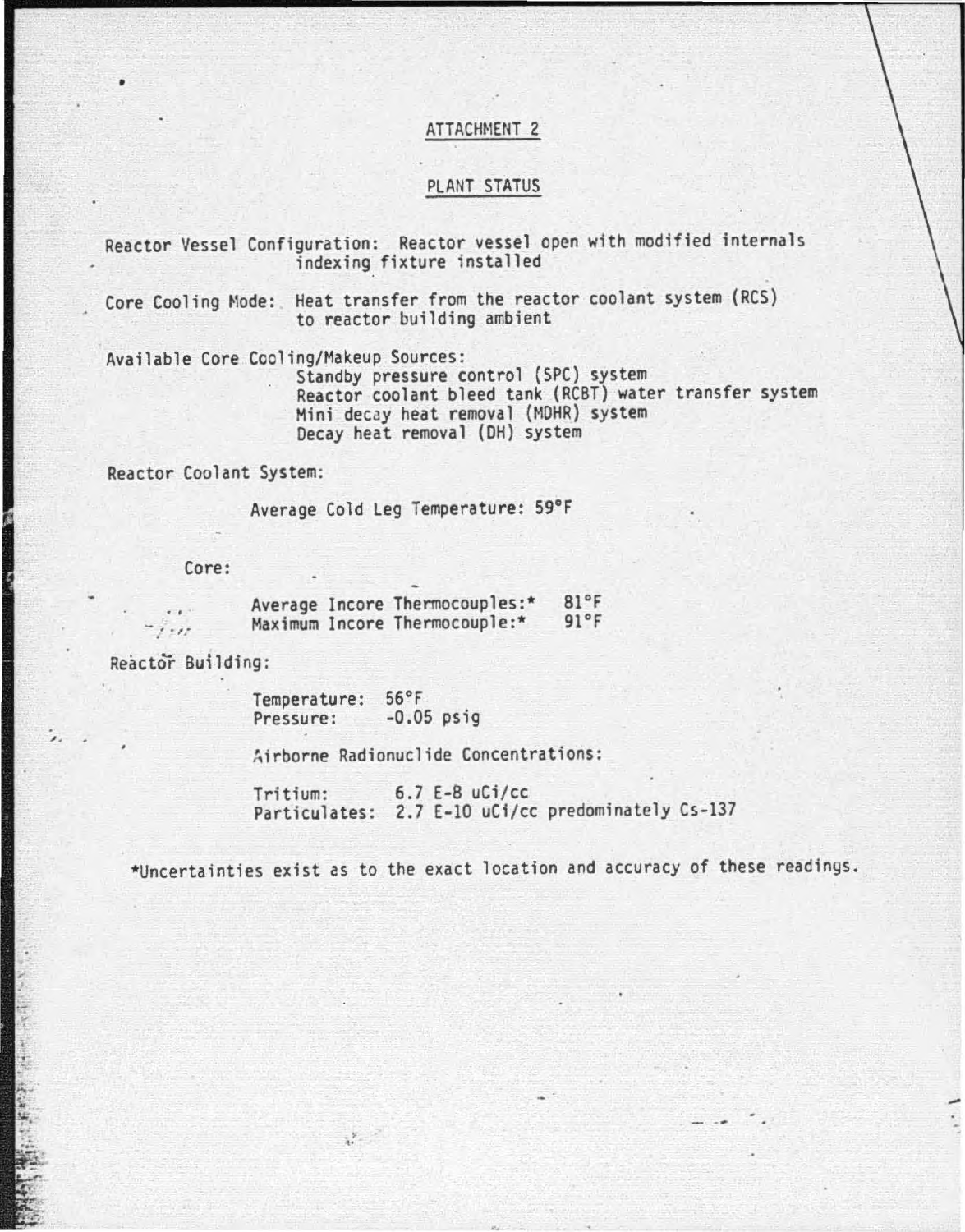# ATTACHMENT 2

## PLANT STATUS

Reactor Vessel Configuration: Reactor vessel open with modified internals indexing fixture installed

Core Cooling Mode: Heat transfer from the reactor coolant system (RCS) to reactor building ambient

Available Core Cooling/Makeup Sources:

- Standby pressure control (SPC) system
- Reactor coolant bleed tank (RCBT) water transfer system
- Mini decay heat removal (MDHR) system
- Decay heat removal (DH) system

Reactor Coolant System:

Average Cold Leg Temperature: 59°F

Core:

Average Incore Thermocouples:* 81°F
Maximum Incore Thermocouple:* 91°F

Reactor Building:

Temperature: 56°F
Pressure: -0.05 psig

Airborne Radionuclide Concentrations:

Tritium: 6.7 E-8 uCi/cc
Particulates: 2.7 E-10 uCi/cc predominately Cs-137

*Uncertainties exist as to the exact location and accuracy of these readings.